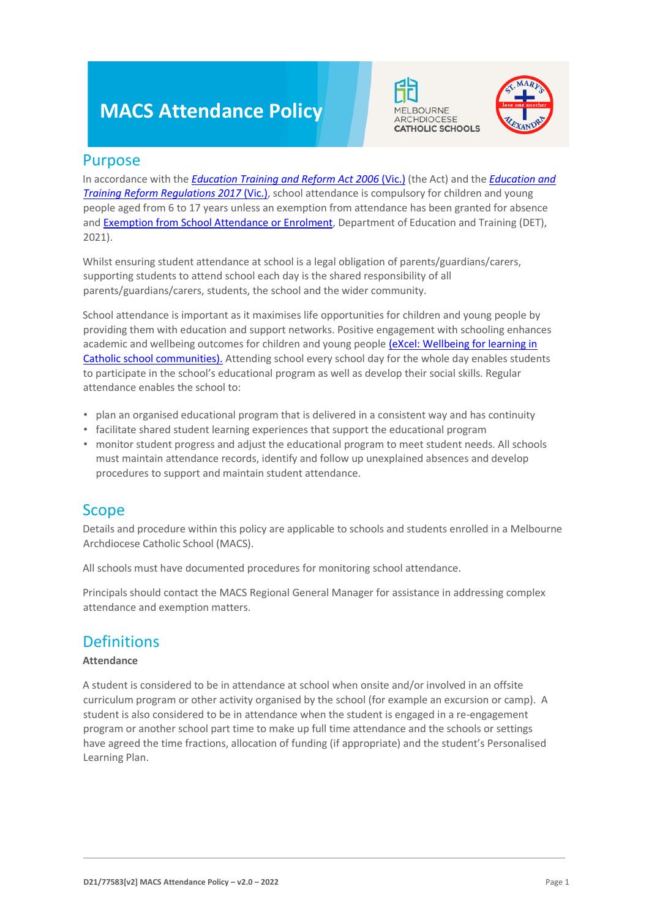# MACS Attendance Policy

## Purpose

In accordance with the *Education Training and Reform Act 2006* (Vic.) (the Act) and the *Education and Training Reform Regulations 2017* (Vic.), school attendance is compulsory for children and young people aged from 6 to 17 years unless an exemption from attendance has been granted for absence and Exemption from School Attendance or Enrolment, Department of Education and Training (DET), 2021).

Whilst ensuring student attendance at school is a legal obligation of parents/guardians/carers, supporting students to attend school each day is the shared responsibility of all parents/guardians/carers, students, the school and the wider community.

School attendance is important as it maximises life opportunities for children and young people by providing them with education and support networks. Positive engagement with schooling enhances academic and wellbeing outcomes for children and young people (eXcel: Wellbeing for learning in Catholic school communities). Attending school every school day for the whole day enables students to participate in the school's educational program as well as develop their social skills. Regular attendance enables the school to:

- plan an organised educational program that is delivered in a consistent way and has continuity
- facilitate shared student learning experiences that support the educational program
- monitor student progress and adjust the educational program to meet student needs. All schools must maintain attendance records, identify and follow up unexplained absences and develop procedures to support and maintain student attendance.

## Scope

Details and procedure within this policy are applicable to schools and students enrolled in a Melbourne Archdiocese Catholic School (MACS).

All schools must have documented procedures for monitoring school attendance.

Principals should contact the MACS Regional General Manager for assistance in addressing complex attendance and exemption matters.

## Definitions

**Attendance**

A student is considered to be in attendance at school when onsite and/or involved in an offsite curriculum program or other activity organised by the school (for example an excursion or camp). A student is also considered to be in attendance when the student is engaged in a re-engagement program or another school part time to make up full time attendance and the schools or settings have agreed the time fractions, allocation of funding (if appropriate) and the student's Personalised Learning Plan.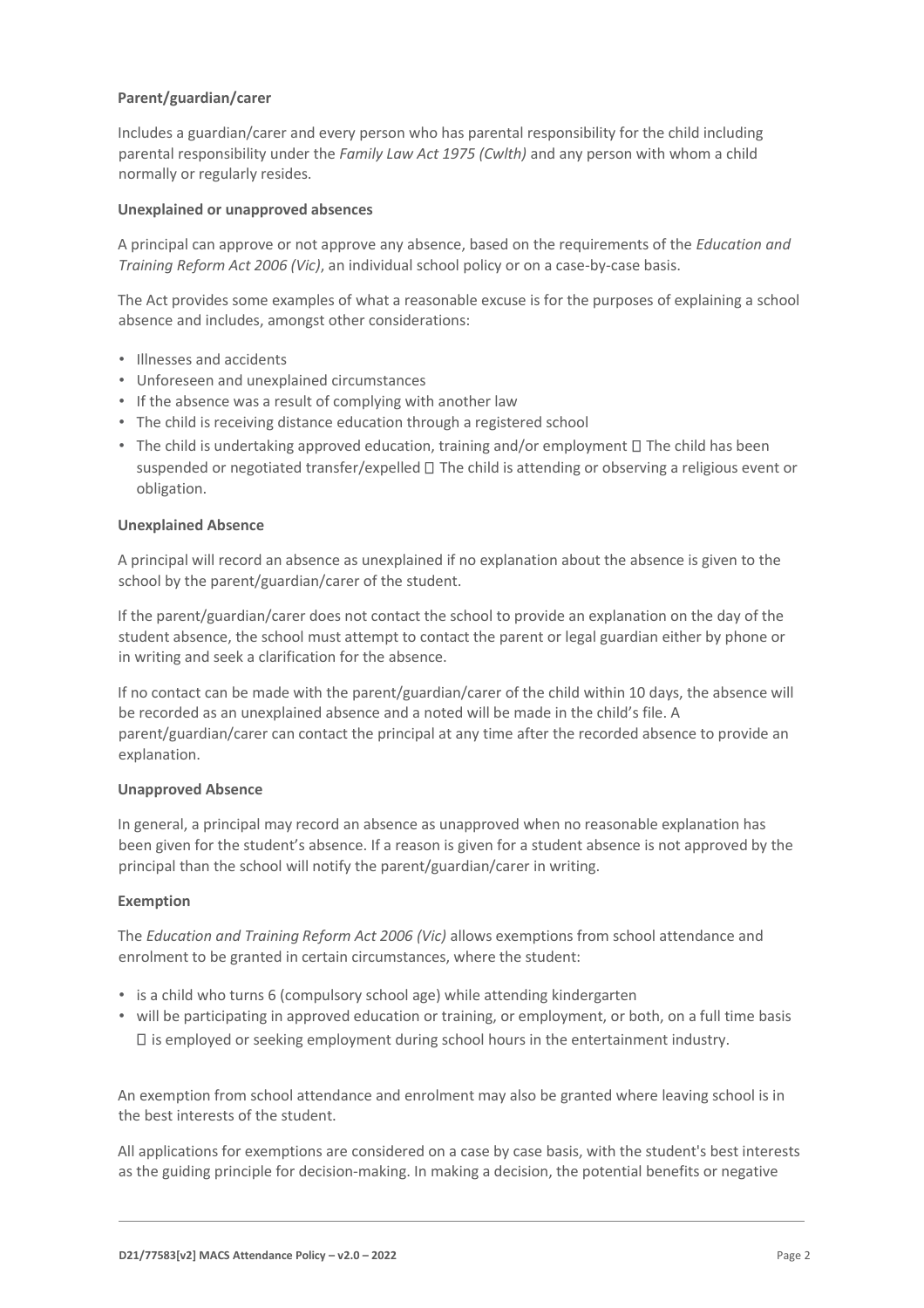**Parent/guardian/carer**

Includes a guardian/carer and every person who has parental responsibility for the child including parental responsibility under the *Family Law Act 1975 (Cwlth)* and any person with whom a child normally or regularly resides.

**Unexplained or unapproved absences**

A principal can approve or not approve any absence, based on the requirements of the *Education and Training Reform Act 2006 (Vic)*, an individual school policy or on a case-by-case basis.

The Act provides some examples of what a reasonable excuse is for the purposes of explaining a school absence and includes, amongst other considerations:

- Illnesses and accidents
- Unforeseen and unexplained circumstances
- If the absence was a result of complying with another law
- The child is receiving distance education through a registered school
- The child is undertaking approved education, training and/or employment  The child has been suspended or negotiated transfer/expelled  The child is attending or observing a religious event or obligation.

**Unexplained Absence**

A principal will record an absence as unexplained if no explanation about the absence is given to the school by the parent/guardian/carer of the student.

If the parent/guardian/carer does not contact the school to provide an explanation on the day of the student absence, the school must attempt to contact the parent or legal guardian either by phone or in writing and seek a clarification for the absence.

If no contact can be made with the parent/guardian/carer of the child within 10 days, the absence will be recorded as an unexplained absence and a noted will be made in the child's file. A parent/guardian/carer can contact the principal at any time after the recorded absence to provide an explanation.

**Unapproved Absence**

In general, a principal may record an absence as unapproved when no reasonable explanation has been given for the student's absence. If a reason is given for a student absence is not approved by the principal than the school will notify the parent/guardian/carer in writing.

**Exemption**

The *Education and Training Reform Act 2006 (Vic)* allows exemptions from school attendance and enrolment to be granted in certain circumstances, where the student:

- is a child who turns 6 (compulsory school age) while attending kindergarten
- will be participating in approved education or training, or employment, or both, on a full time basis  is employed or seeking employment during school hours in the entertainment industry.

An exemption from school attendance and enrolment may also be granted where leaving school is in the best interests of the student.

All applications for exemptions are considered on a case by case basis, with the student's best interests as the guiding principle for decision-making. In making a decision, the potential benefits or negative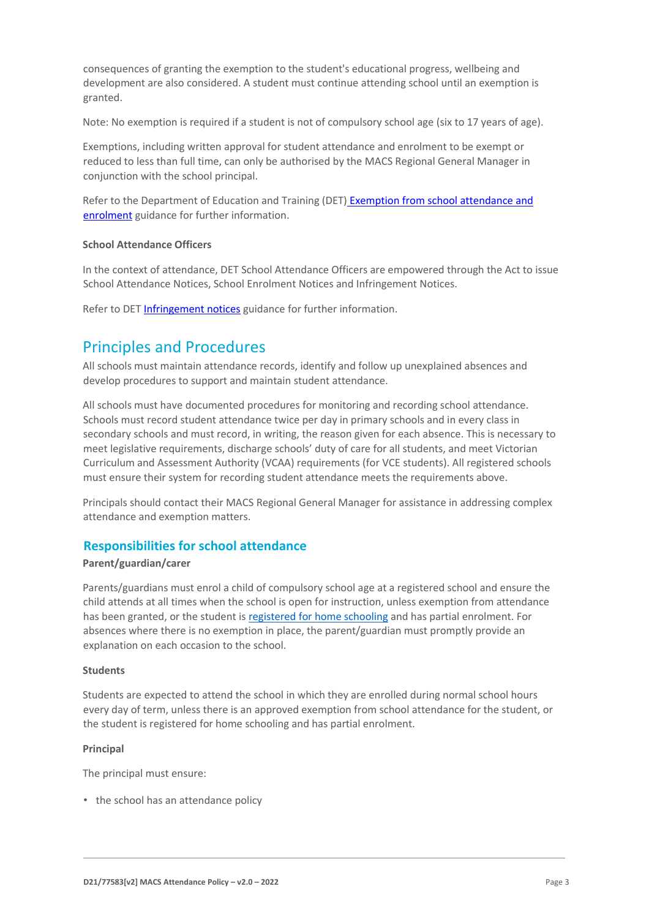consequences of granting the exemption to the student's educational progress, wellbeing and development are also considered. A student must continue attending school until an exemption is granted.

Note: No exemption is required if a student is not of compulsory school age (six to 17 years of age).

Exemptions, including written approval for student attendance and enrolment to be exempt or reduced to less than full time, can only be authorised by the MACS Regional General Manager in conjunction with the school principal.

Refer to the Department of Education and Training (DET) Exemption from school attendance and enrolment guidance for further information.

#### School Attendance Officers

In the context of attendance, DET School Attendance Officers are empowered through the Act to issue School Attendance Notices, School Enrolment Notices and Infringement Notices.

Refer to DET Infringement notices guidance for further information.

## Principles and Procedures

All schools must maintain attendance records, identify and follow up unexplained absences and develop procedures to support and maintain student attendance.

All schools must have documented procedures for monitoring and recording school attendance. Schools must record student attendance twice per day in primary schools and in every class in secondary schools and must record, in writing, the reason given for each absence. This is necessary to meet legislative requirements, discharge schools' duty of care for all students, and meet Victorian Curriculum and Assessment Authority (VCAA) requirements (for VCE students). All registered schools must ensure their system for recording student attendance meets the requirements above.

Principals should contact their MACS Regional General Manager for assistance in addressing complex attendance and exemption matters.

### Responsibilities for school attendance

#### Parent/guardian/carer

Parents/guardians must enrol a child of compulsory school age at a registered school and ensure the child attends at all times when the school is open for instruction, unless exemption from attendance has been granted, or the student is registered for home schooling and has partial enrolment. For absences where there is no exemption in place, the parent/guardian must promptly provide an explanation on each occasion to the school.

#### Students

Students are expected to attend the school in which they are enrolled during normal school hours every day of term, unless there is an approved exemption from school attendance for the student, or the student is registered for home schooling and has partial enrolment.

#### Principal

The principal must ensure:

- the school has an attendance policy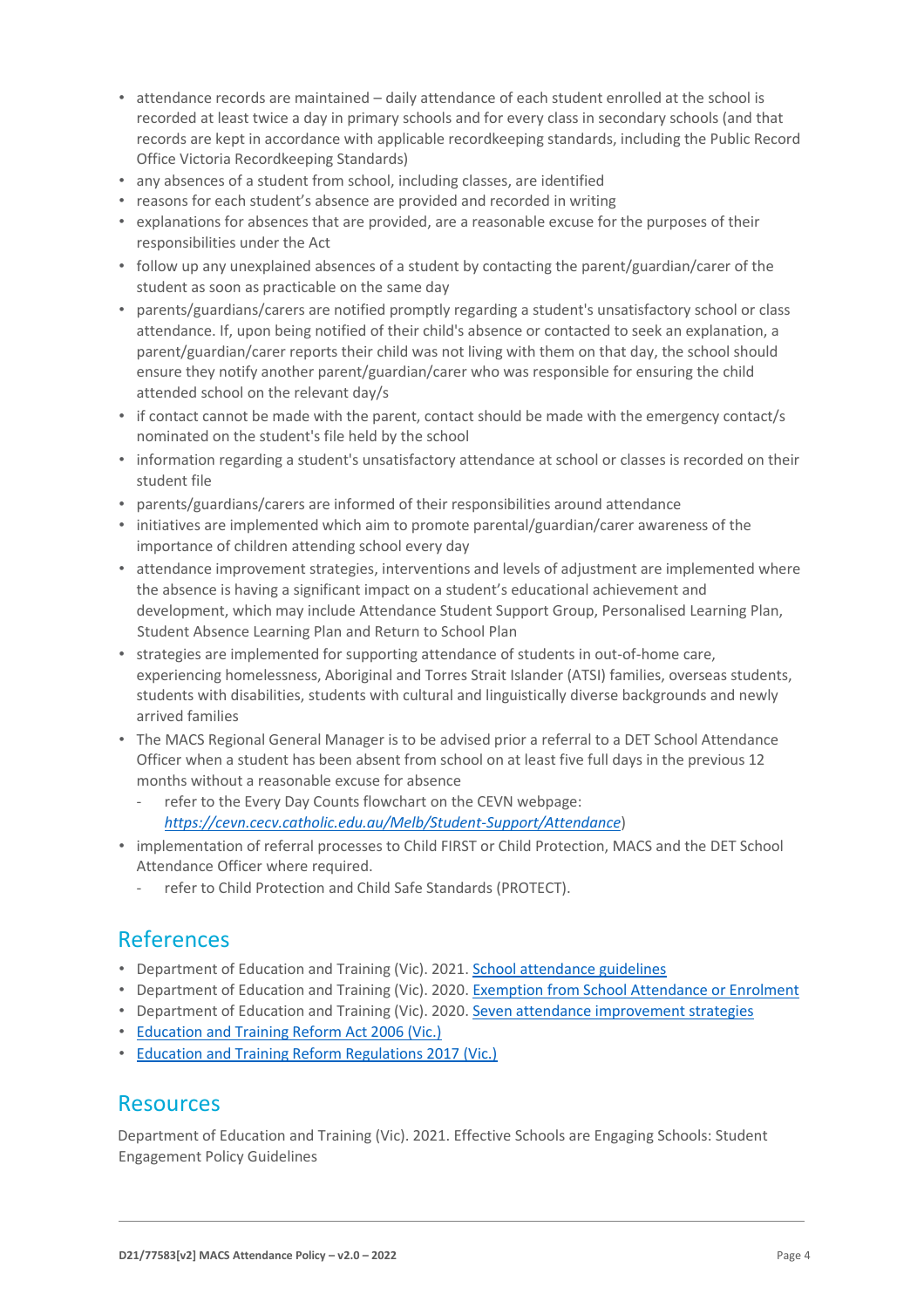- attendance records are maintained – daily attendance of each student enrolled at the school is recorded at least twice a day in primary schools and for every class in secondary schools (and that records are kept in accordance with applicable recordkeeping standards, including the Public Record Office Victoria Recordkeeping Standards)
- any absences of a student from school, including classes, are identified
- reasons for each student's absence are provided and recorded in writing
- explanations for absences that are provided, are a reasonable excuse for the purposes of their responsibilities under the Act
- follow up any unexplained absences of a student by contacting the parent/guardian/carer of the student as soon as practicable on the same day
- parents/guardians/carers are notified promptly regarding a student's unsatisfactory school or class attendance. If, upon being notified of their child's absence or contacted to seek an explanation, a parent/guardian/carer reports their child was not living with them on that day, the school should ensure they notify another parent/guardian/carer who was responsible for ensuring the child attended school on the relevant day/s
- if contact cannot be made with the parent, contact should be made with the emergency contact/s nominated on the student's file held by the school
- information regarding a student's unsatisfactory attendance at school or classes is recorded on their student file
- parents/guardians/carers are informed of their responsibilities around attendance
- initiatives are implemented which aim to promote parental/guardian/carer awareness of the importance of children attending school every day
- attendance improvement strategies, interventions and levels of adjustment are implemented where the absence is having a significant impact on a student's educational achievement and development, which may include Attendance Student Support Group, Personalised Learning Plan, Student Absence Learning Plan and Return to School Plan
- strategies are implemented for supporting attendance of students in out-of-home care, experiencing homelessness, Aboriginal and Torres Strait Islander (ATSI) families, overseas students, students with disabilities, students with cultural and linguistically diverse backgrounds and newly arrived families
- The MACS Regional General Manager is to be advised prior a referral to a DET School Attendance Officer when a student has been absent from school on at least five full days in the previous 12 months without a reasonable excuse for absence
  - refer to the Every Day Counts flowchart on the CEVN webpage: *https://cevn.cecv.catholic.edu.au/Melb/Student-Support/Attendance*)
- implementation of referral processes to Child FIRST or Child Protection, MACS and the DET School Attendance Officer where required.
  - refer to Child Protection and Child Safe Standards (PROTECT).

## References

- Department of Education and Training (Vic). 2021. School attendance guidelines
- Department of Education and Training (Vic). 2020. Exemption from School Attendance or Enrolment
- Department of Education and Training (Vic). 2020. Seven attendance improvement strategies
- Education and Training Reform Act 2006 (Vic.)
- Education and Training Reform Regulations 2017 (Vic.)

## Resources

Department of Education and Training (Vic). 2021. Effective Schools are Engaging Schools: Student Engagement Policy Guidelines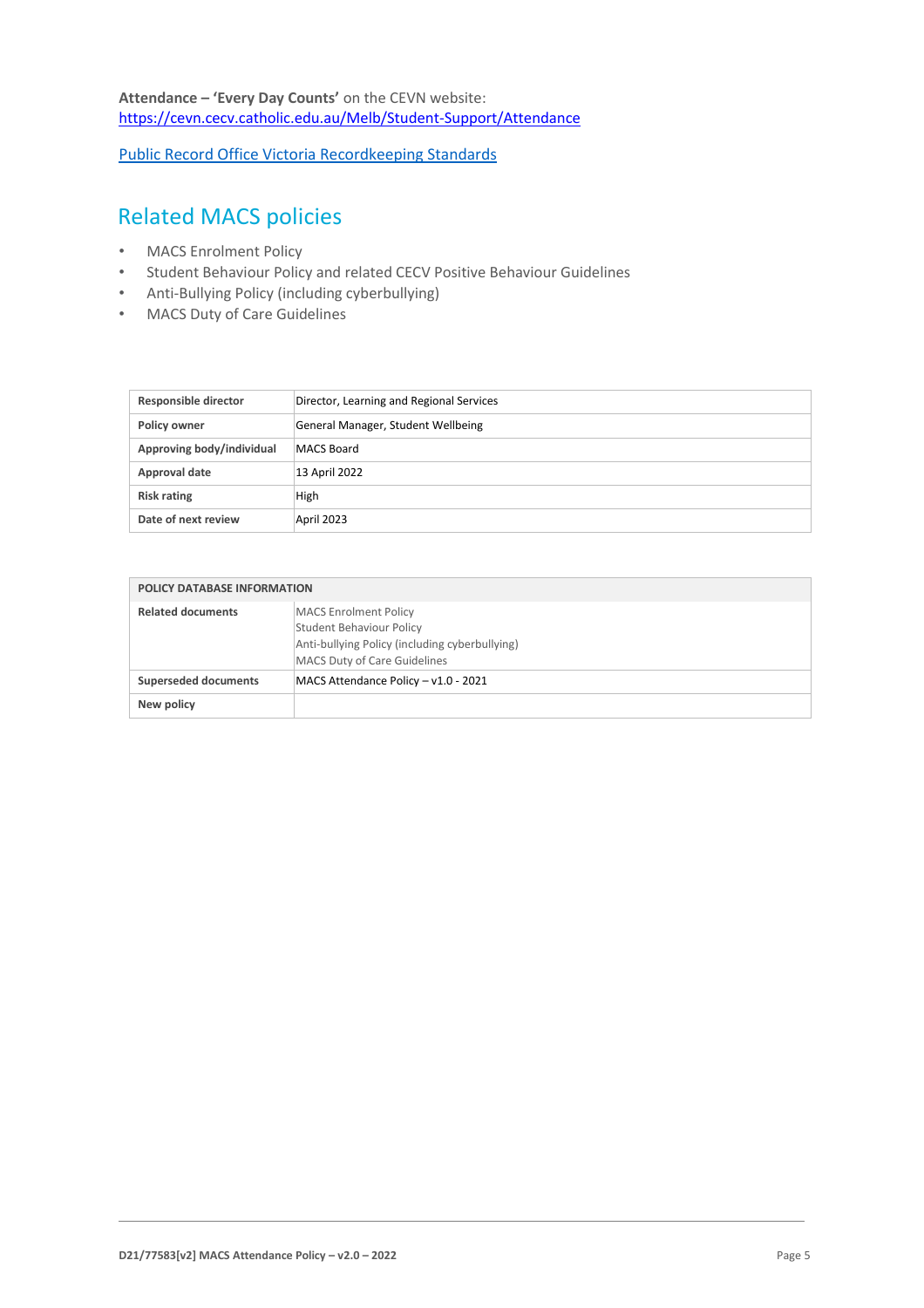**Attendance – 'Every Day Counts'** on the CEVN website: [https://cevn.cecv.catholic.edu.au/Melb/Student-Support/Attendance](https://cevn.cecv.catholic.edu.au/Melb/Student-Support/Attendance)

Public Record Office Victoria Recordkeeping Standards

## Related MACS policies

- MACS Enrolment Policy
- Student Behaviour Policy and related CECV Positive Behaviour Guidelines
- Anti-Bullying Policy (including cyberbullying)
- MACS Duty of Care Guidelines

| | |
|---|---|
| **Responsible director** | Director, Learning and Regional Services |
| **Policy owner** | General Manager, Student Wellbeing |
| **Approving body/individual** | MACS Board |
| **Approval date** | 13 April 2022 |
| **Risk rating** | High |
| **Date of next review** | April 2023 |

| **POLICY DATABASE INFORMATION** | |
|---|---|
| **Related documents** | MACS Enrolment Policy<br>Student Behaviour Policy<br>Anti-bullying Policy (including cyberbullying)<br>MACS Duty of Care Guidelines |
| **Superseded documents** | MACS Attendance Policy – v1.0 - 2021 |
| **New policy** | |